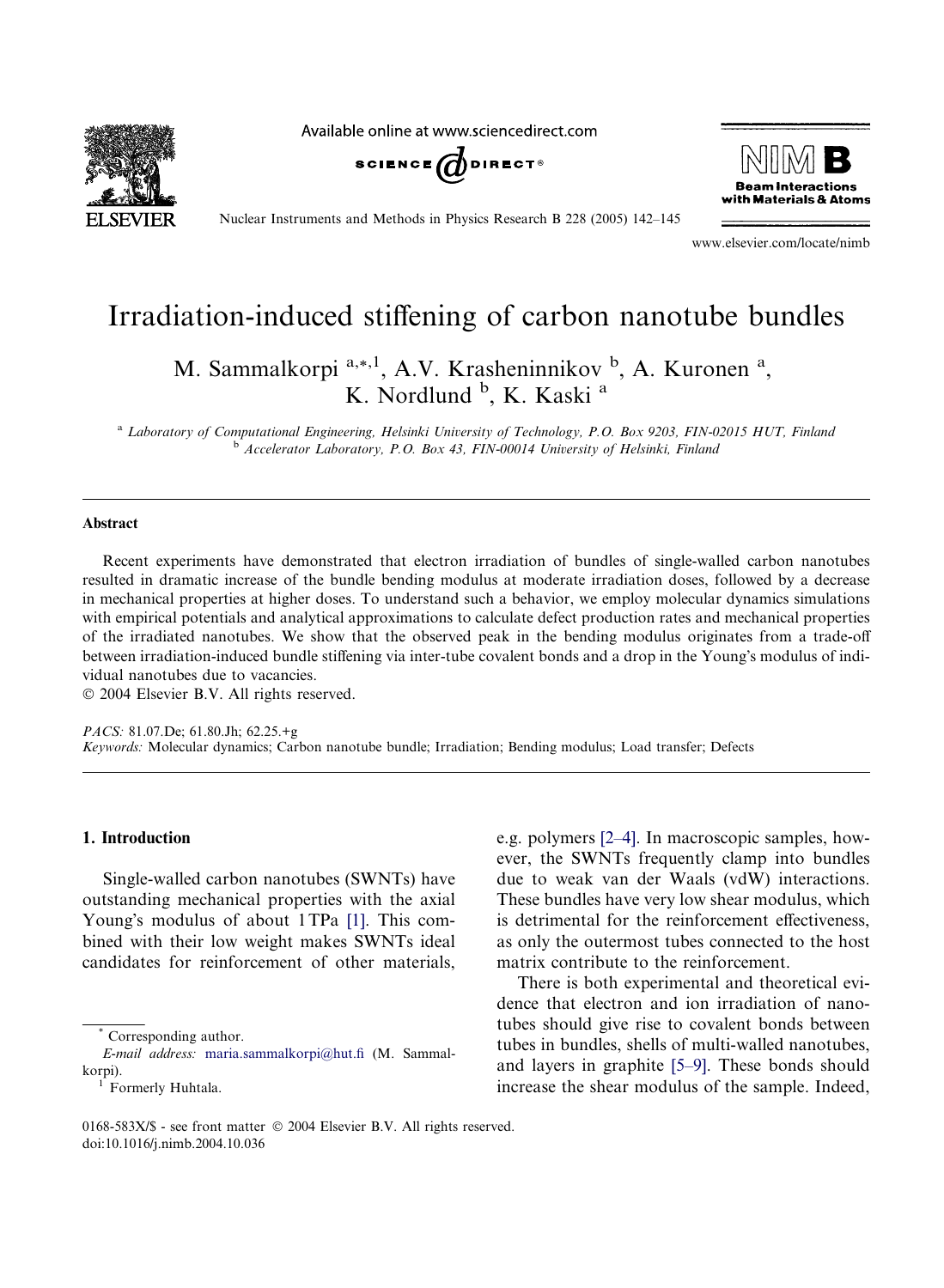# Irradiation-induced stiffening of carbon nanotube bundles

M. Sammalkorpi [a,*,1], A.V. Krasheninnikov [b], A. Kuronen [a], K. Nordlund [b], K. Kaski [a]

[a] Laboratory of Computational Engineering, Helsinki University of Technology, P.O. Box 9203, FIN-02015 HUT, Finland
[b] Accelerator Laboratory, P.O. Box 43, FIN-00014 University of Helsinki, Finland

## Abstract

Recent experiments have demonstrated that electron irradiation of bundles of single-walled carbon nanotubes resulted in dramatic increase of the bundle bending modulus at moderate irradiation doses, followed by a decrease in mechanical properties at higher doses. To understand such a behavior, we employ molecular dynamics simulations with empirical potentials and analytical approximations to calculate defect production rates and mechanical properties of the irradiated nanotubes. We show that the observed peak in the bending modulus originates from a trade-off between irradiation-induced bundle stiffening via inter-tube covalent bonds and a drop in the Young's modulus of individual nanotubes due to vacancies.

© 2004 Elsevier B.V. All rights reserved.

*PACS:* 81.07.De; 61.80.Jh; 62.25.+g

*Keywords:* Molecular dynamics; Carbon nanotube bundle; Irradiation; Bending modulus; Load transfer; Defects

## 1. Introduction

Single-walled carbon nanotubes (SWNTs) have outstanding mechanical properties with the axial Young's modulus of about 1 TPa [1]. This combined with their low weight makes SWNTs ideal candidates for reinforcement of other materials, e.g. polymers [2–4]. In macroscopic samples, however, the SWNTs frequently clamp into bundles due to weak van der Waals (vdW) interactions. These bundles have very low shear modulus, which is detrimental for the reinforcement effectiveness, as only the outermost tubes connected to the host matrix contribute to the reinforcement.

There is both experimental and theoretical evidence that electron and ion irradiation of nanotubes should give rise to covalent bonds between tubes in bundles, shells of multi-walled nanotubes, and layers in graphite [5–9]. These bonds should increase the shear modulus of the sample. Indeed,

---

* Corresponding author.
E-mail address: maria.sammalkorpi@hut.fi (M. Sammalkorpi).
[1] Formerly Huhtala.

0168-583X/$ - see front matter © 2004 Elsevier B.V. All rights reserved.
doi:10.1016/j.nimb.2004.10.036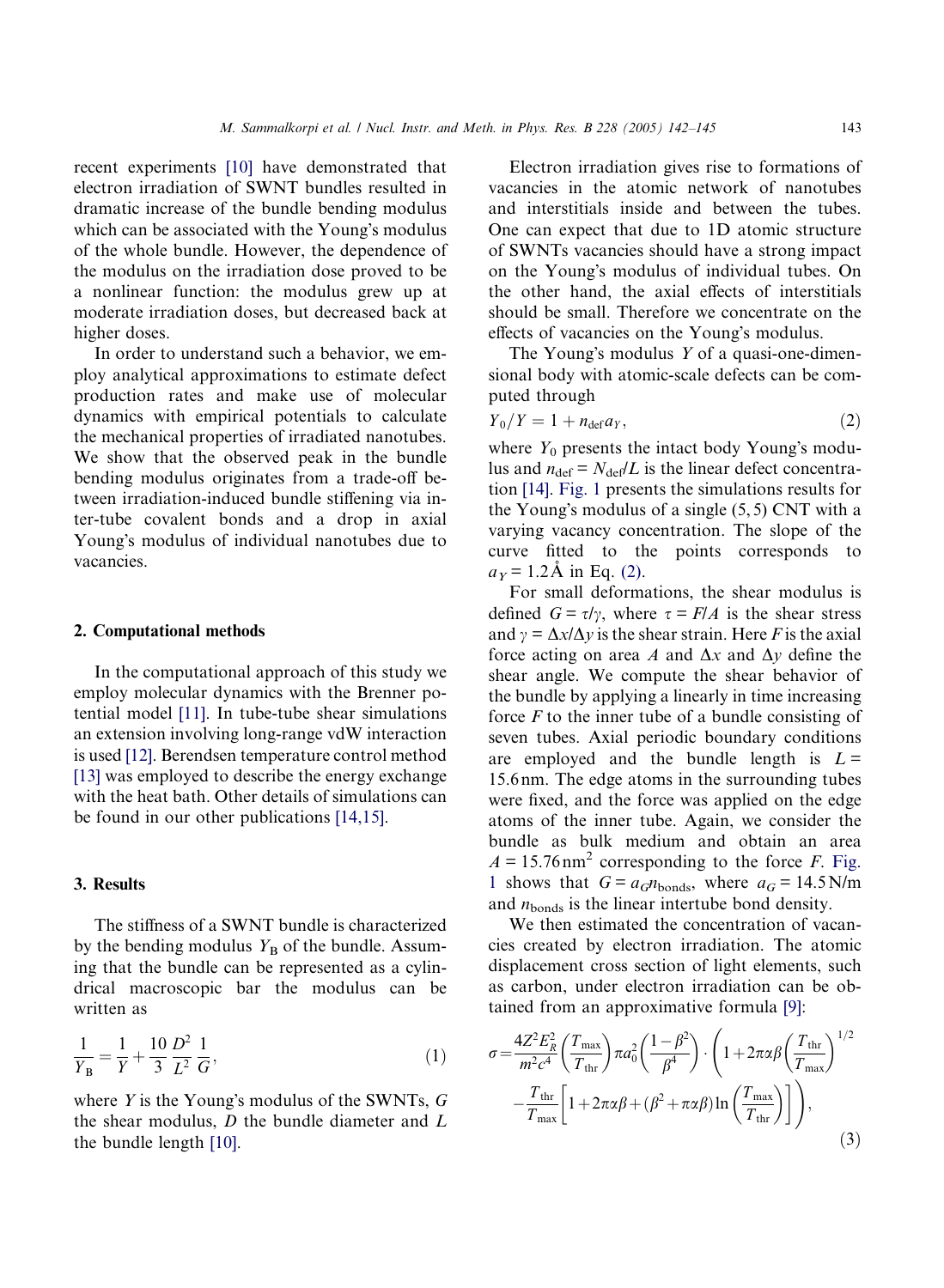recent experiments [10] have demonstrated that electron irradiation of SWNT bundles resulted in dramatic increase of the bundle bending modulus which can be associated with the Young's modulus of the whole bundle. However, the dependence of the modulus on the irradiation dose proved to be a nonlinear function: the modulus grew up at moderate irradiation doses, but decreased back at higher doses.

In order to understand such a behavior, we employ analytical approximations to estimate defect production rates and make use of molecular dynamics with empirical potentials to calculate the mechanical properties of irradiated nanotubes. We show that the observed peak in the bundle bending modulus originates from a trade-off between irradiation-induced bundle stiffening via inter-tube covalent bonds and a drop in axial Young's modulus of individual nanotubes due to vacancies.

## 2. Computational methods

In the computational approach of this study we employ molecular dynamics with the Brenner potential model [11]. In tube-tube shear simulations an extension involving long-range vdW interaction is used [12]. Berendsen temperature control method [13] was employed to describe the energy exchange with the heat bath. Other details of simulations can be found in our other publications [14,15].

## 3. Results

The stiffness of a SWNT bundle is characterized by the bending modulus $Y_B$ of the bundle. Assuming that the bundle can be represented as a cylindrical macroscopic bar the modulus can be written as

$$\frac{1}{Y_B} = \frac{1}{Y} + \frac{10}{3}\frac{D^2}{L^2}\frac{1}{G}, \tag{1}$$

where $Y$ is the Young's modulus of the SWNTs, $G$ the shear modulus, $D$ the bundle diameter and $L$ the bundle length [10].

Electron irradiation gives rise to formations of vacancies in the atomic network of nanotubes and interstitials inside and between the tubes. One can expect that due to 1D atomic structure of SWNTs vacancies should have a strong impact on the Young's modulus of individual tubes. On the other hand, the axial effects of interstitials should be small. Therefore we concentrate on the effects of vacancies on the Young's modulus.

The Young's modulus $Y$ of a quasi-one-dimensional body with atomic-scale defects can be computed through

$$Y_0/Y = 1 + n_{\mathrm{def}} a_Y, \tag{2}$$

where $Y_0$ presents the intact body Young's modulus and $n_{\mathrm{def}} = N_{\mathrm{def}}/L$ is the linear defect concentration [14]. Fig. 1 presents the simulations results for the Young's modulus of a single (5, 5) CNT with a varying vacancy concentration. The slope of the curve fitted to the points corresponds to $a_Y = 1.2\,\text{Å}$ in Eq. (2).

For small deformations, the shear modulus is defined $G = \tau/\gamma$, where $\tau = F/A$ is the shear stress and $\gamma = \Delta x/\Delta y$ is the shear strain. Here $F$ is the axial force acting on area $A$ and $\Delta x$ and $\Delta y$ define the shear angle. We compute the shear behavior of the bundle by applying a linearly in time increasing force $F$ to the inner tube of a bundle consisting of seven tubes. Axial periodic boundary conditions are employed and the bundle length is $L = 15.6\,\mathrm{nm}$. The edge atoms in the surrounding tubes were fixed, and the force was applied on the edge atoms of the inner tube. Again, we consider the bundle as bulk medium and obtain an area $A = 15.76\,\mathrm{nm}^2$ corresponding to the force $F$. Fig. 1 shows that $G = a_G n_{\mathrm{bonds}}$, where $a_G = 14.5\,\mathrm{N/m}$ and $n_{\mathrm{bonds}}$ is the linear intertube bond density.

We then estimated the concentration of vacancies created by electron irradiation. The atomic displacement cross section of light elements, such as carbon, under electron irradiation can be obtained from an approximative formula [9]:

$$\sigma = \frac{4Z^2E_R^2}{m^2c^4}\left(\frac{T_{\max}}{T_{\mathrm{thr}}}\right)\pi a_0^2\left(\frac{1-\beta^2}{\beta^4}\right)\cdot\left(1 + 2\pi\alpha\beta\left(\frac{T_{\mathrm{thr}}}{T_{\max}}\right)^{1/2} - \frac{T_{\mathrm{thr}}}{T_{\max}}\left[1 + 2\pi\alpha\beta + (\beta^2 + \pi\alpha\beta)\ln\left(\frac{T_{\max}}{T_{\mathrm{thr}}}\right)\right]\right), \tag{3}$$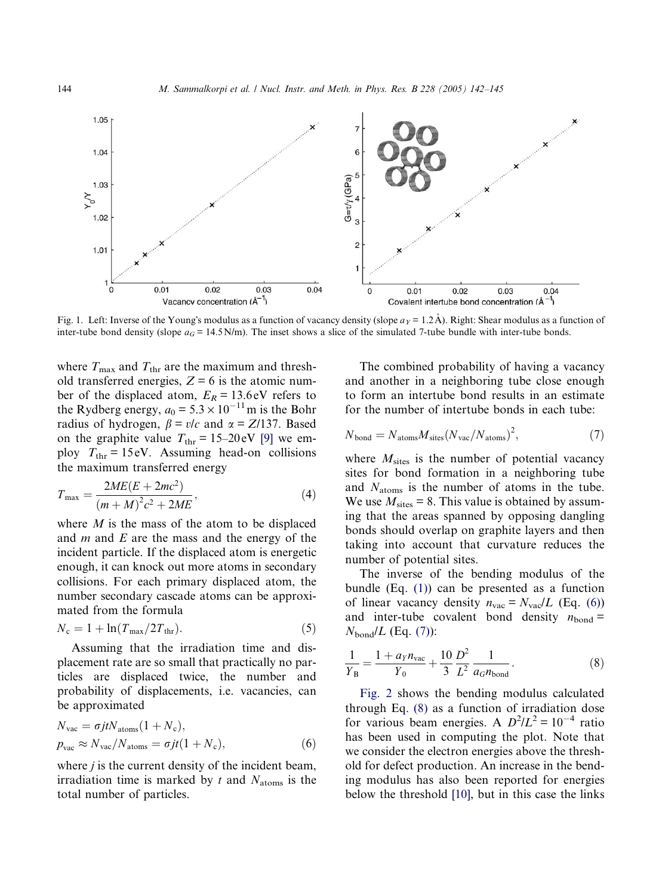Fig. 1. Left: Inverse of the Young's modulus as a function of vacancy density (slope $a_Y = 1.2$ Å). Right: Shear modulus as a function of inter-tube bond density (slope $a_G = 14.5$ N/m). The inset shows a slice of the simulated 7-tube bundle with inter-tube bonds.

where $T_{\max}$ and $T_{\text{thr}}$ are the maximum and threshold transferred energies, $Z = 6$ is the atomic number of the displaced atom, $E_R = 13.6$ eV refers to the Rydberg energy, $a_0 = 5.3 \times 10^{-11}$ m is the Bohr radius of hydrogen, $\beta = v/c$ and $\alpha = Z/137$. Based on the graphite value $T_{\text{thr}} = 15$–$20$ eV [9] we employ $T_{\text{thr}} = 15$ eV. Assuming head-on collisions the maximum transferred energy

$$T_{\max} = \frac{2ME(E + 2mc^2)}{(m + M)^2 c^2 + 2ME}, \tag{4}$$

where $M$ is the mass of the atom to be displaced and $m$ and $E$ are the mass and the energy of the incident particle. If the displaced atom is energetic enough, it can knock out more atoms in secondary collisions. For each primary displaced atom, the number secondary cascade atoms can be approximated from the formula

$$N_c = 1 + \ln(T_{\max}/2T_{\text{thr}}). \tag{5}$$

Assuming that the irradiation time and displacement rate are so small that practically no particles are displaced twice, the number and probability of displacements, i.e. vacancies, can be approximated

$$N_{\text{vac}} = \sigma j t N_{\text{atoms}}(1 + N_c),$$
$$p_{\text{vac}} \approx N_{\text{vac}}/N_{\text{atoms}} = \sigma j t (1 + N_c), \tag{6}$$

where $j$ is the current density of the incident beam, irradiation time is marked by $t$ and $N_{\text{atoms}}$ is the total number of particles.

The combined probability of having a vacancy and another in a neighboring tube close enough to form an intertube bond results in an estimate for the number of intertube bonds in each tube:

$$N_{\text{bond}} = N_{\text{atoms}} M_{\text{sites}} (N_{\text{vac}}/N_{\text{atoms}})^2, \tag{7}$$

where $M_{\text{sites}}$ is the number of potential vacancy sites for bond formation in a neighboring tube and $N_{\text{atoms}}$ is the number of atoms in the tube. We use $M_{\text{sites}} = 8$. This value is obtained by assuming that the areas spanned by opposing dangling bonds should overlap on graphite layers and then taking into account that curvature reduces the number of potential sites.

The inverse of the bending modulus of the bundle (Eq. (1)) can be presented as a function of linear vacancy density $n_{\text{vac}} = N_{\text{vac}}/L$ (Eq. (6)) and inter-tube covalent bond density $n_{\text{bond}} = N_{\text{bond}}/L$ (Eq. (7)):

$$\frac{1}{Y_B} = \frac{1 + a_Y n_{\text{vac}}}{Y_0} + \frac{10}{3} \frac{D^2}{L^2} \frac{1}{a_G n_{\text{bond}}}. \tag{8}$$

Fig. 2 shows the bending modulus calculated through Eq. (8) as a function of irradiation dose for various beam energies. A $D^2/L^2 = 10^{-4}$ ratio has been used in computing the plot. Note that we consider the electron energies above the threshold for defect production. An increase in the bending modulus has also been reported for energies below the threshold [10], but in this case the links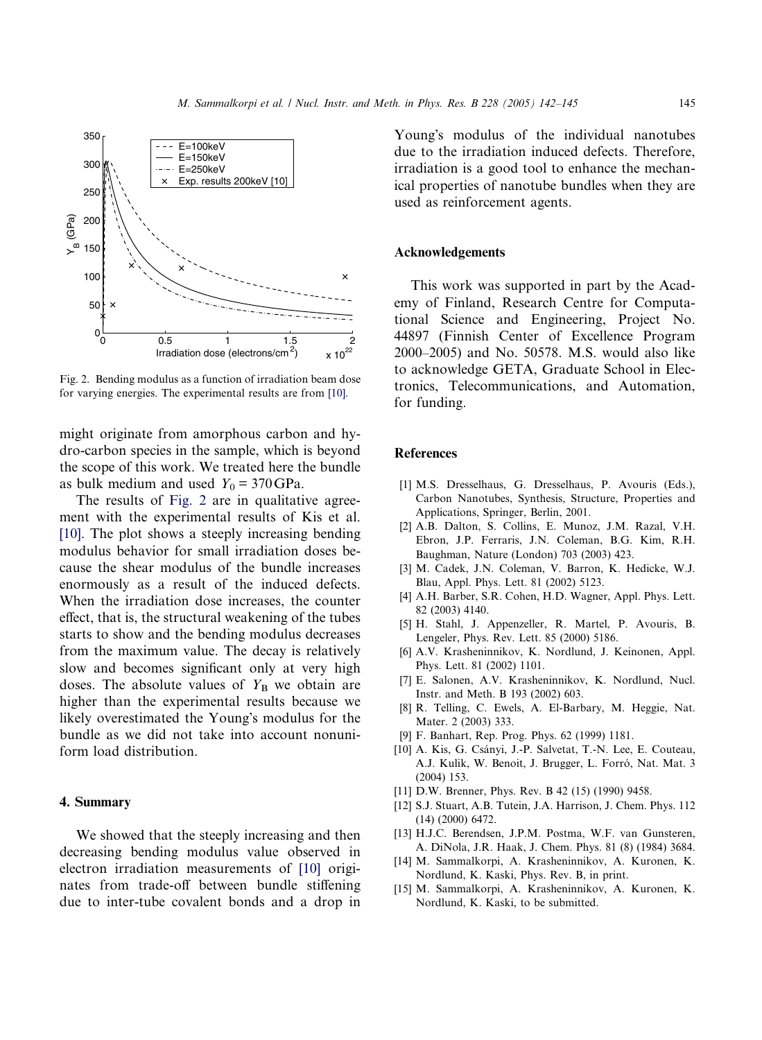350

300

250

200

$Y_B$ (GPa)

150

100

50

0

0 0.5 1 1.5 2

Irradiation dose (electrons/cm$^2$) x $10^{22}$

E=100keV

E=150keV

E=250keV

× Exp. results 200keV [10]

Fig. 2. Bending modulus as a function of irradiation beam dose for varying energies. The experimental results are from [10].

might originate from amorphous carbon and hydro-carbon species in the sample, which is beyond the scope of this work. We treated here the bundle as bulk medium and used $Y_0 = 370\,\text{GPa}$.

The results of Fig. 2 are in qualitative agreement with the experimental results of Kis et al. [10]. The plot shows a steeply increasing bending modulus behavior for small irradiation doses because the shear modulus of the bundle increases enormously as a result of the induced defects. When the irradiation dose increases, the counter effect, that is, the structural weakening of the tubes starts to show and the bending modulus decreases from the maximum value. The decay is relatively slow and becomes significant only at very high doses. The absolute values of $Y_B$ we obtain are higher than the experimental results because we likely overestimated the Young's modulus for the bundle as we did not take into account nonuniform load distribution.

## 4. Summary

We showed that the steeply increasing and then decreasing bending modulus value observed in electron irradiation measurements of [10] originates from trade-off between bundle stiffening due to inter-tube covalent bonds and a drop in Young's modulus of the individual nanotubes due to the irradiation induced defects. Therefore, irradiation is a good tool to enhance the mechanical properties of nanotube bundles when they are used as reinforcement agents.

## Acknowledgements

This work was supported in part by the Academy of Finland, Research Centre for Computational Science and Engineering, Project No. 44897 (Finnish Center of Excellence Program 2000–2005) and No. 50578. M.S. would also like to acknowledge GETA, Graduate School in Electronics, Telecommunications, and Automation, for funding.

## References

[1] M.S. Dresselhaus, G. Dresselhaus, P. Avouris (Eds.), Carbon Nanotubes, Synthesis, Structure, Properties and Applications, Springer, Berlin, 2001.

[2] A.B. Dalton, S. Collins, E. Munoz, J.M. Razal, V.H. Ebron, J.P. Ferraris, J.N. Coleman, B.G. Kim, R.H. Baughman, Nature (London) 703 (2003) 423.

[3] M. Cadek, J.N. Coleman, V. Barron, K. Hedicke, W.J. Blau, Appl. Phys. Lett. 81 (2002) 5123.

[4] A.H. Barber, S.R. Cohen, H.D. Wagner, Appl. Phys. Lett. 82 (2003) 4140.

[5] H. Stahl, J. Appenzeller, R. Martel, P. Avouris, B. Lengeler, Phys. Rev. Lett. 85 (2000) 5186.

[6] A.V. Krasheninnikov, K. Nordlund, J. Keinonen, Appl. Phys. Lett. 81 (2002) 1101.

[7] E. Salonen, A.V. Krasheninnikov, K. Nordlund, Nucl. Instr. and Meth. B 193 (2002) 603.

[8] R. Telling, C. Ewels, A. El-Barbary, M. Heggie, Nat. Mater. 2 (2003) 333.

[9] F. Banhart, Rep. Prog. Phys. 62 (1999) 1181.

[10] A. Kis, G. Csányi, J.-P. Salvetat, T.-N. Lee, E. Couteau, A.J. Kulik, W. Benoit, J. Brugger, L. Forró, Nat. Mat. 3 (2004) 153.

[11] D.W. Brenner, Phys. Rev. B 42 (15) (1990) 9458.

[12] S.J. Stuart, A.B. Tutein, J.A. Harrison, J. Chem. Phys. 112 (14) (2000) 6472.

[13] H.J.C. Berendsen, J.P.M. Postma, W.F. van Gunsteren, A. DiNola, J.R. Haak, J. Chem. Phys. 81 (8) (1984) 3684.

[14] M. Sammalkorpi, A. Krasheninnikov, A. Kuronen, K. Nordlund, K. Kaski, Phys. Rev. B, in print.

[15] M. Sammalkorpi, A. Krasheninnikov, A. Kuronen, K. Nordlund, K. Kaski, to be submitted.